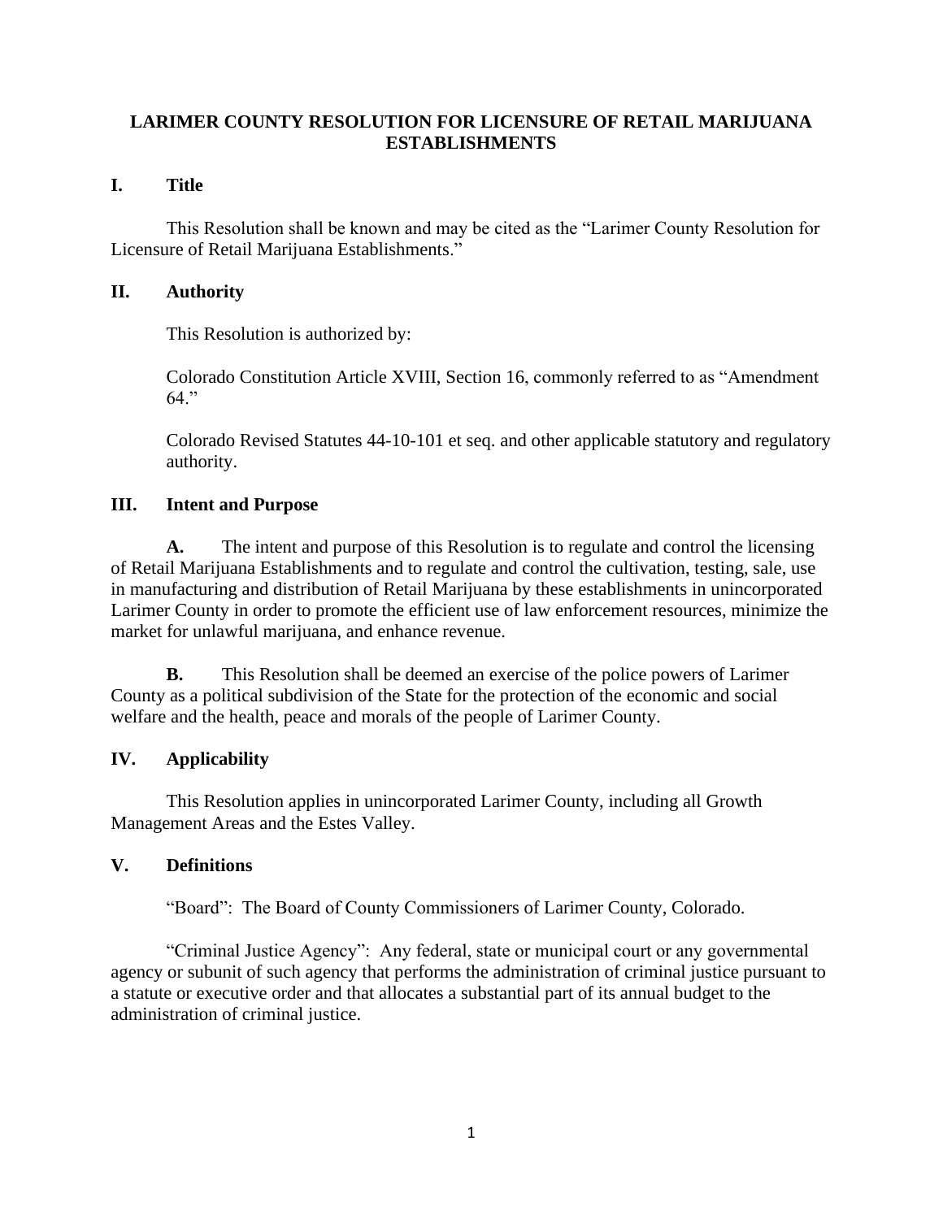# LARIMER COUNTY RESOLUTION FOR LICENSURE OF RETAIL MARIJUANA ESTABLISHMENTS

## I. Title

This Resolution shall be known and may be cited as the "Larimer County Resolution for Licensure of Retail Marijuana Establishments."

## II. Authority

This Resolution is authorized by:

Colorado Constitution Article XVIII, Section 16, commonly referred to as "Amendment 64."

Colorado Revised Statutes 44-10-101 et seq. and other applicable statutory and regulatory authority.

## III. Intent and Purpose

**A.** The intent and purpose of this Resolution is to regulate and control the licensing of Retail Marijuana Establishments and to regulate and control the cultivation, testing, sale, use in manufacturing and distribution of Retail Marijuana by these establishments in unincorporated Larimer County in order to promote the efficient use of law enforcement resources, minimize the market for unlawful marijuana, and enhance revenue.

**B.** This Resolution shall be deemed an exercise of the police powers of Larimer County as a political subdivision of the State for the protection of the economic and social welfare and the health, peace and morals of the people of Larimer County.

## IV. Applicability

This Resolution applies in unincorporated Larimer County, including all Growth Management Areas and the Estes Valley.

## V. Definitions

"Board": The Board of County Commissioners of Larimer County, Colorado.

"Criminal Justice Agency": Any federal, state or municipal court or any governmental agency or subunit of such agency that performs the administration of criminal justice pursuant to a statute or executive order and that allocates a substantial part of its annual budget to the administration of criminal justice.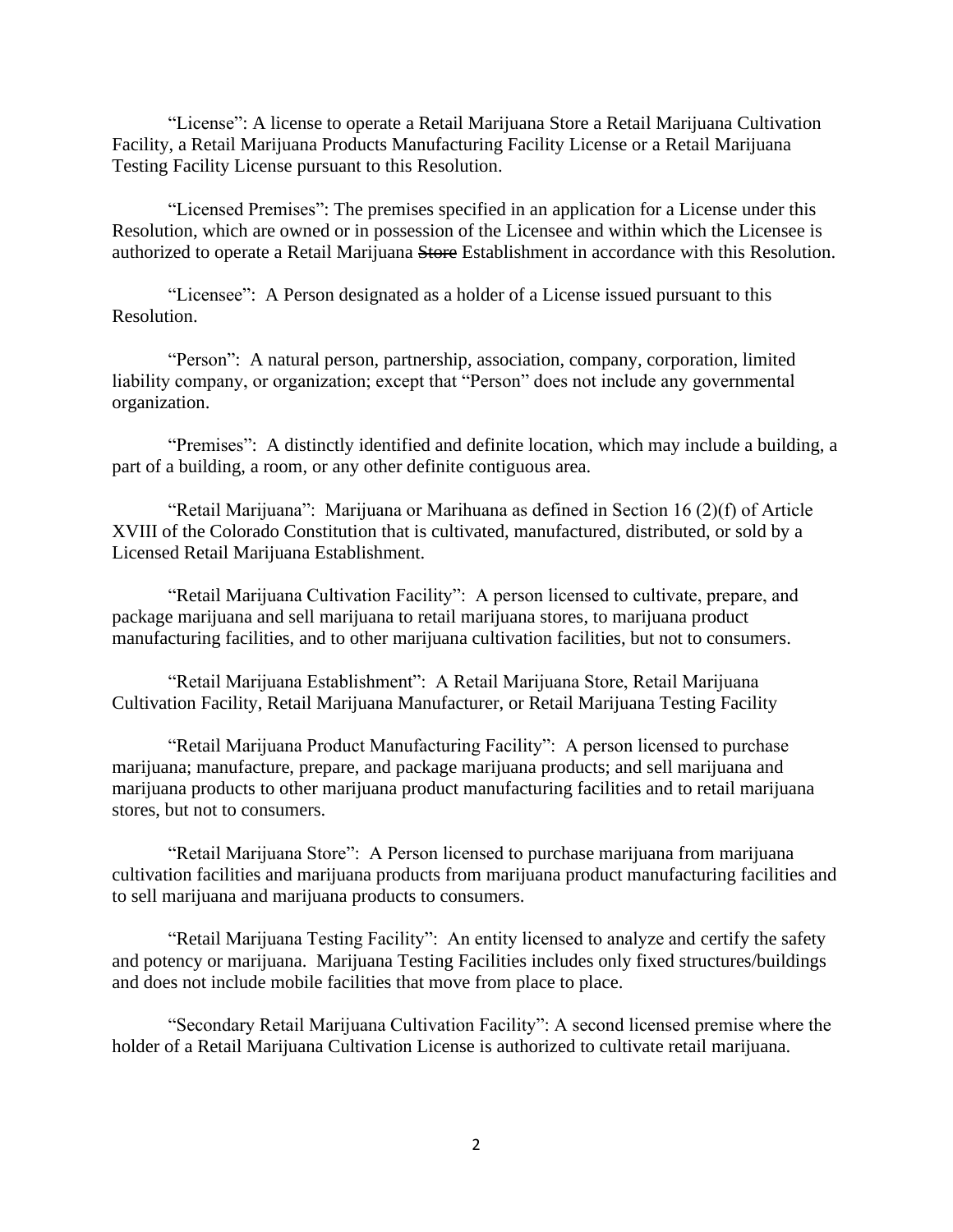"License": A license to operate a Retail Marijuana Store a Retail Marijuana Cultivation Facility, a Retail Marijuana Products Manufacturing Facility License or a Retail Marijuana Testing Facility License pursuant to this Resolution.

"Licensed Premises": The premises specified in an application for a License under this Resolution, which are owned or in possession of the Licensee and within which the Licensee is authorized to operate a Retail Marijuana ~~Store~~ Establishment in accordance with this Resolution.

"Licensee": A Person designated as a holder of a License issued pursuant to this Resolution.

"Person": A natural person, partnership, association, company, corporation, limited liability company, or organization; except that "Person" does not include any governmental organization.

"Premises": A distinctly identified and definite location, which may include a building, a part of a building, a room, or any other definite contiguous area.

"Retail Marijuana": Marijuana or Marihuana as defined in Section 16 (2)(f) of Article XVIII of the Colorado Constitution that is cultivated, manufactured, distributed, or sold by a Licensed Retail Marijuana Establishment.

"Retail Marijuana Cultivation Facility": A person licensed to cultivate, prepare, and package marijuana and sell marijuana to retail marijuana stores, to marijuana product manufacturing facilities, and to other marijuana cultivation facilities, but not to consumers.

"Retail Marijuana Establishment": A Retail Marijuana Store, Retail Marijuana Cultivation Facility, Retail Marijuana Manufacturer, or Retail Marijuana Testing Facility

"Retail Marijuana Product Manufacturing Facility": A person licensed to purchase marijuana; manufacture, prepare, and package marijuana products; and sell marijuana and marijuana products to other marijuana product manufacturing facilities and to retail marijuana stores, but not to consumers.

"Retail Marijuana Store": A Person licensed to purchase marijuana from marijuana cultivation facilities and marijuana products from marijuana product manufacturing facilities and to sell marijuana and marijuana products to consumers.

"Retail Marijuana Testing Facility": An entity licensed to analyze and certify the safety and potency or marijuana. Marijuana Testing Facilities includes only fixed structures/buildings and does not include mobile facilities that move from place to place.

"Secondary Retail Marijuana Cultivation Facility": A second licensed premise where the holder of a Retail Marijuana Cultivation License is authorized to cultivate retail marijuana.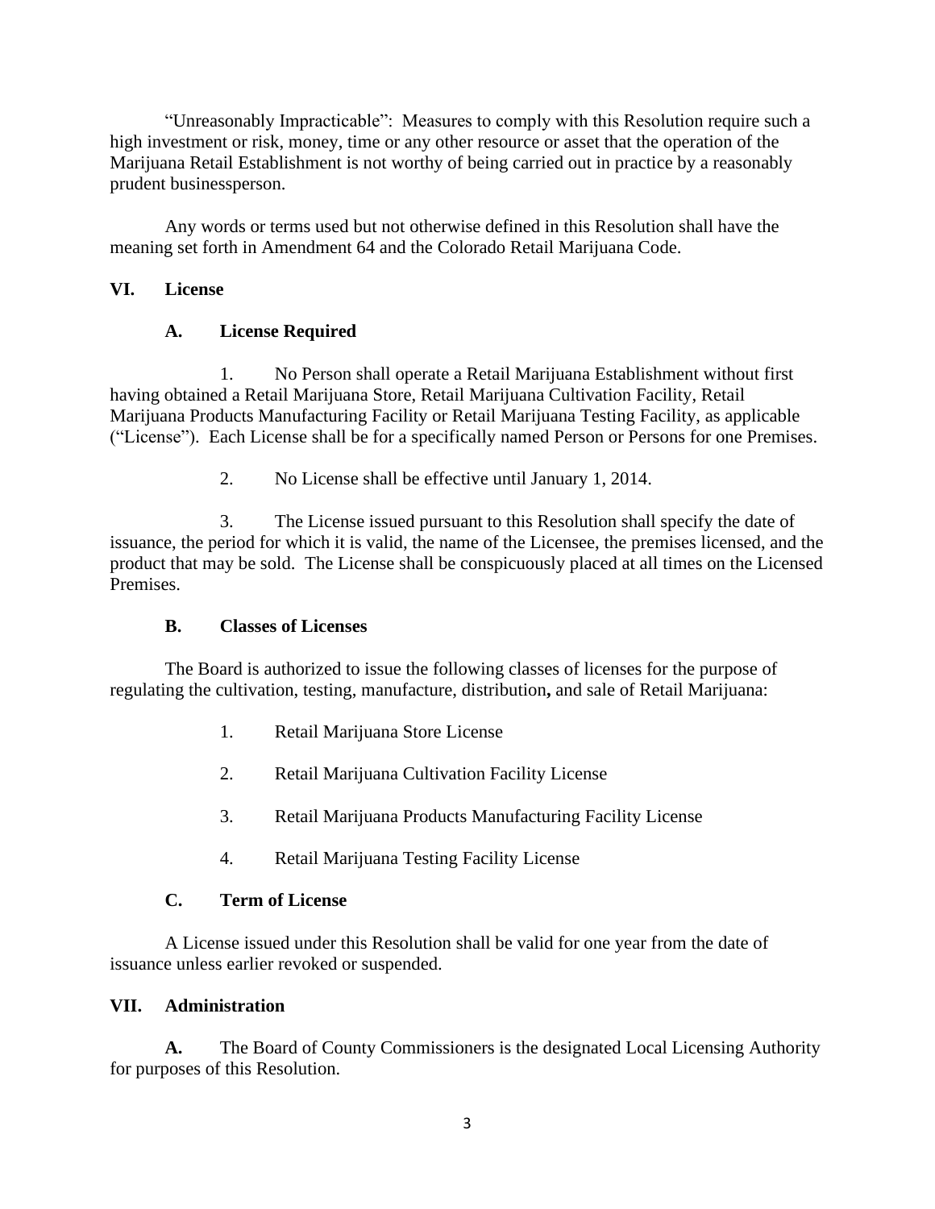"Unreasonably Impracticable": Measures to comply with this Resolution require such a high investment or risk, money, time or any other resource or asset that the operation of the Marijuana Retail Establishment is not worthy of being carried out in practice by a reasonably prudent businessperson.

Any words or terms used but not otherwise defined in this Resolution shall have the meaning set forth in Amendment 64 and the Colorado Retail Marijuana Code.

## VI. License

### A. License Required

1. No Person shall operate a Retail Marijuana Establishment without first having obtained a Retail Marijuana Store, Retail Marijuana Cultivation Facility, Retail Marijuana Products Manufacturing Facility or Retail Marijuana Testing Facility, as applicable ("License"). Each License shall be for a specifically named Person or Persons for one Premises.

2. No License shall be effective until January 1, 2014.

3. The License issued pursuant to this Resolution shall specify the date of issuance, the period for which it is valid, the name of the Licensee, the premises licensed, and the product that may be sold. The License shall be conspicuously placed at all times on the Licensed Premises.

### B. Classes of Licenses

The Board is authorized to issue the following classes of licenses for the purpose of regulating the cultivation, testing, manufacture, distribution**,** and sale of Retail Marijuana:

1. Retail Marijuana Store License

2. Retail Marijuana Cultivation Facility License

3. Retail Marijuana Products Manufacturing Facility License

4. Retail Marijuana Testing Facility License

### C. Term of License

A License issued under this Resolution shall be valid for one year from the date of issuance unless earlier revoked or suspended.

## VII. Administration

**A.** The Board of County Commissioners is the designated Local Licensing Authority for purposes of this Resolution.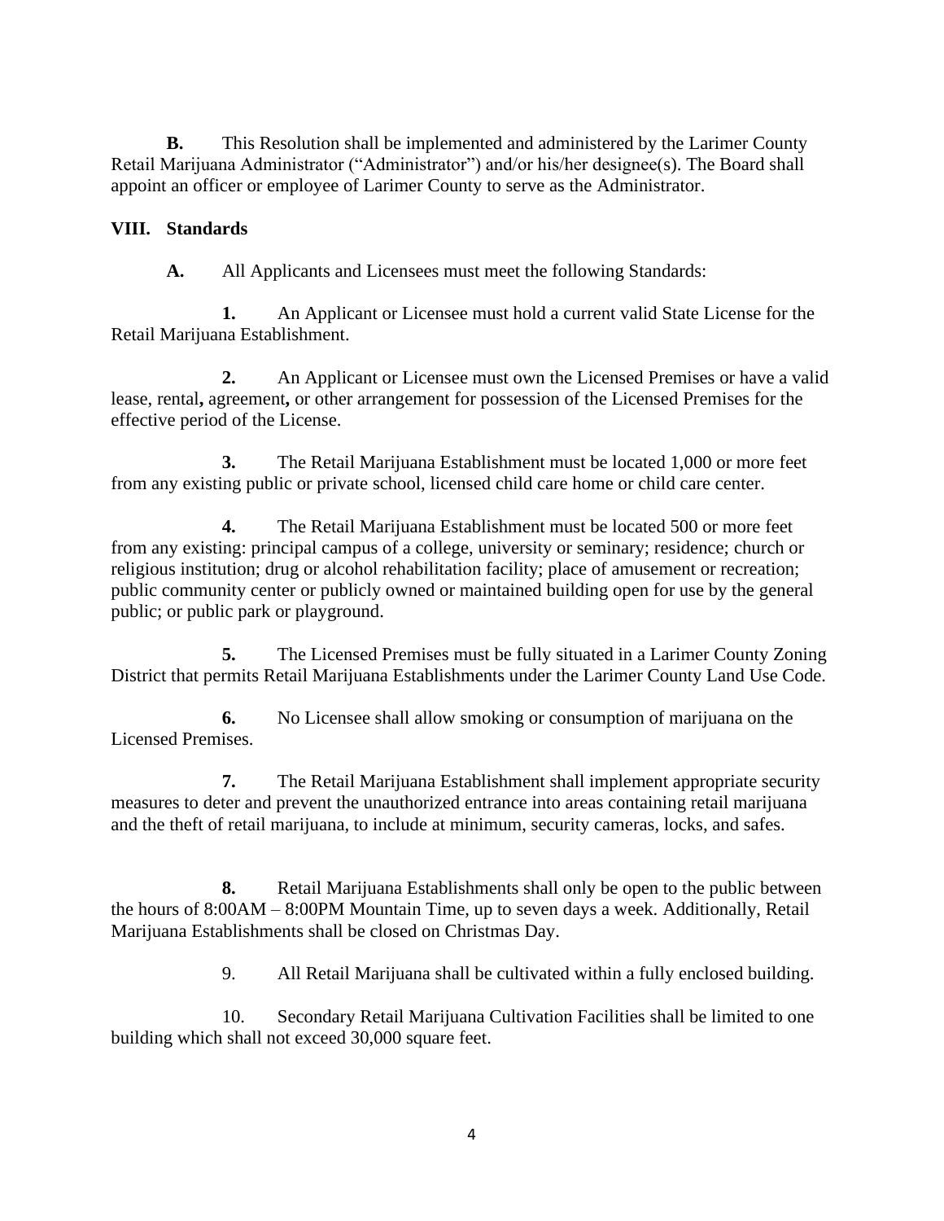**B.** This Resolution shall be implemented and administered by the Larimer County Retail Marijuana Administrator ("Administrator") and/or his/her designee(s). The Board shall appoint an officer or employee of Larimer County to serve as the Administrator.

## VIII. Standards

**A.** All Applicants and Licensees must meet the following Standards:

**1.** An Applicant or Licensee must hold a current valid State License for the Retail Marijuana Establishment.

**2.** An Applicant or Licensee must own the Licensed Premises or have a valid lease, rental**,** agreement**,** or other arrangement for possession of the Licensed Premises for the effective period of the License.

**3.** The Retail Marijuana Establishment must be located 1,000 or more feet from any existing public or private school, licensed child care home or child care center.

**4.** The Retail Marijuana Establishment must be located 500 or more feet from any existing: principal campus of a college, university or seminary; residence; church or religious institution; drug or alcohol rehabilitation facility; place of amusement or recreation; public community center or publicly owned or maintained building open for use by the general public; or public park or playground.

**5.** The Licensed Premises must be fully situated in a Larimer County Zoning District that permits Retail Marijuana Establishments under the Larimer County Land Use Code.

**6.** No Licensee shall allow smoking or consumption of marijuana on the Licensed Premises.

**7.** The Retail Marijuana Establishment shall implement appropriate security measures to deter and prevent the unauthorized entrance into areas containing retail marijuana and the theft of retail marijuana, to include at minimum, security cameras, locks, and safes.

**8.** Retail Marijuana Establishments shall only be open to the public between the hours of 8:00AM – 8:00PM Mountain Time, up to seven days a week. Additionally, Retail Marijuana Establishments shall be closed on Christmas Day.

9. All Retail Marijuana shall be cultivated within a fully enclosed building.

10. Secondary Retail Marijuana Cultivation Facilities shall be limited to one building which shall not exceed 30,000 square feet.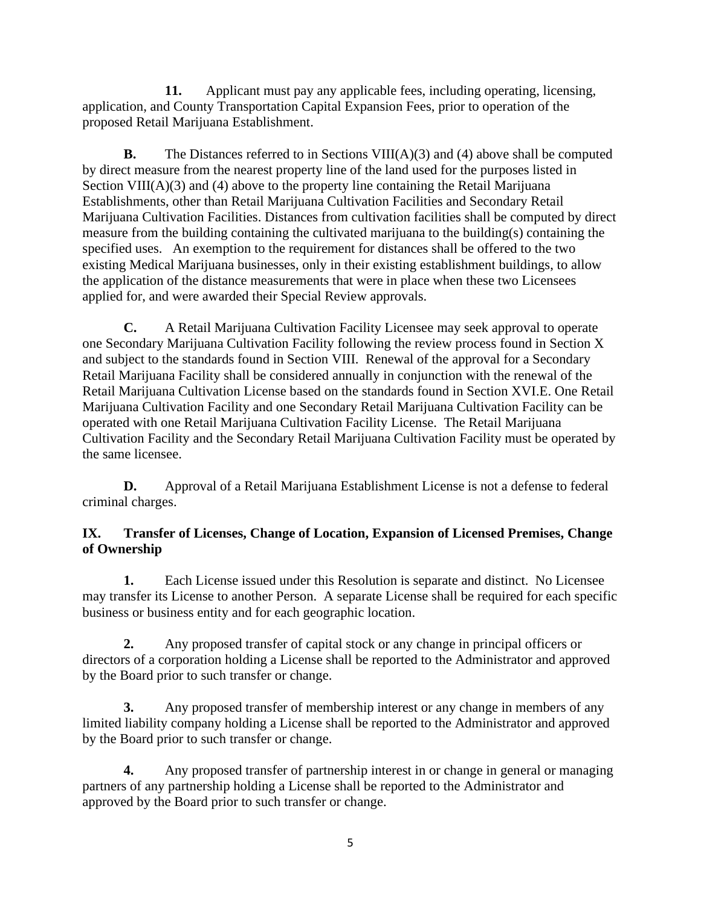**11.** Applicant must pay any applicable fees, including operating, licensing, application, and County Transportation Capital Expansion Fees, prior to operation of the proposed Retail Marijuana Establishment.

**B.** The Distances referred to in Sections VIII(A)(3) and (4) above shall be computed by direct measure from the nearest property line of the land used for the purposes listed in Section VIII(A)(3) and (4) above to the property line containing the Retail Marijuana Establishments, other than Retail Marijuana Cultivation Facilities and Secondary Retail Marijuana Cultivation Facilities. Distances from cultivation facilities shall be computed by direct measure from the building containing the cultivated marijuana to the building(s) containing the specified uses. An exemption to the requirement for distances shall be offered to the two existing Medical Marijuana businesses, only in their existing establishment buildings, to allow the application of the distance measurements that were in place when these two Licensees applied for, and were awarded their Special Review approvals.

**C.** A Retail Marijuana Cultivation Facility Licensee may seek approval to operate one Secondary Marijuana Cultivation Facility following the review process found in Section X and subject to the standards found in Section VIII. Renewal of the approval for a Secondary Retail Marijuana Facility shall be considered annually in conjunction with the renewal of the Retail Marijuana Cultivation License based on the standards found in Section XVI.E. One Retail Marijuana Cultivation Facility and one Secondary Retail Marijuana Cultivation Facility can be operated with one Retail Marijuana Cultivation Facility License. The Retail Marijuana Cultivation Facility and the Secondary Retail Marijuana Cultivation Facility must be operated by the same licensee.

**D.** Approval of a Retail Marijuana Establishment License is not a defense to federal criminal charges.

## IX. Transfer of Licenses, Change of Location, Expansion of Licensed Premises, Change of Ownership

**1.** Each License issued under this Resolution is separate and distinct. No Licensee may transfer its License to another Person. A separate License shall be required for each specific business or business entity and for each geographic location.

**2.** Any proposed transfer of capital stock or any change in principal officers or directors of a corporation holding a License shall be reported to the Administrator and approved by the Board prior to such transfer or change.

**3.** Any proposed transfer of membership interest or any change in members of any limited liability company holding a License shall be reported to the Administrator and approved by the Board prior to such transfer or change.

**4.** Any proposed transfer of partnership interest in or change in general or managing partners of any partnership holding a License shall be reported to the Administrator and approved by the Board prior to such transfer or change.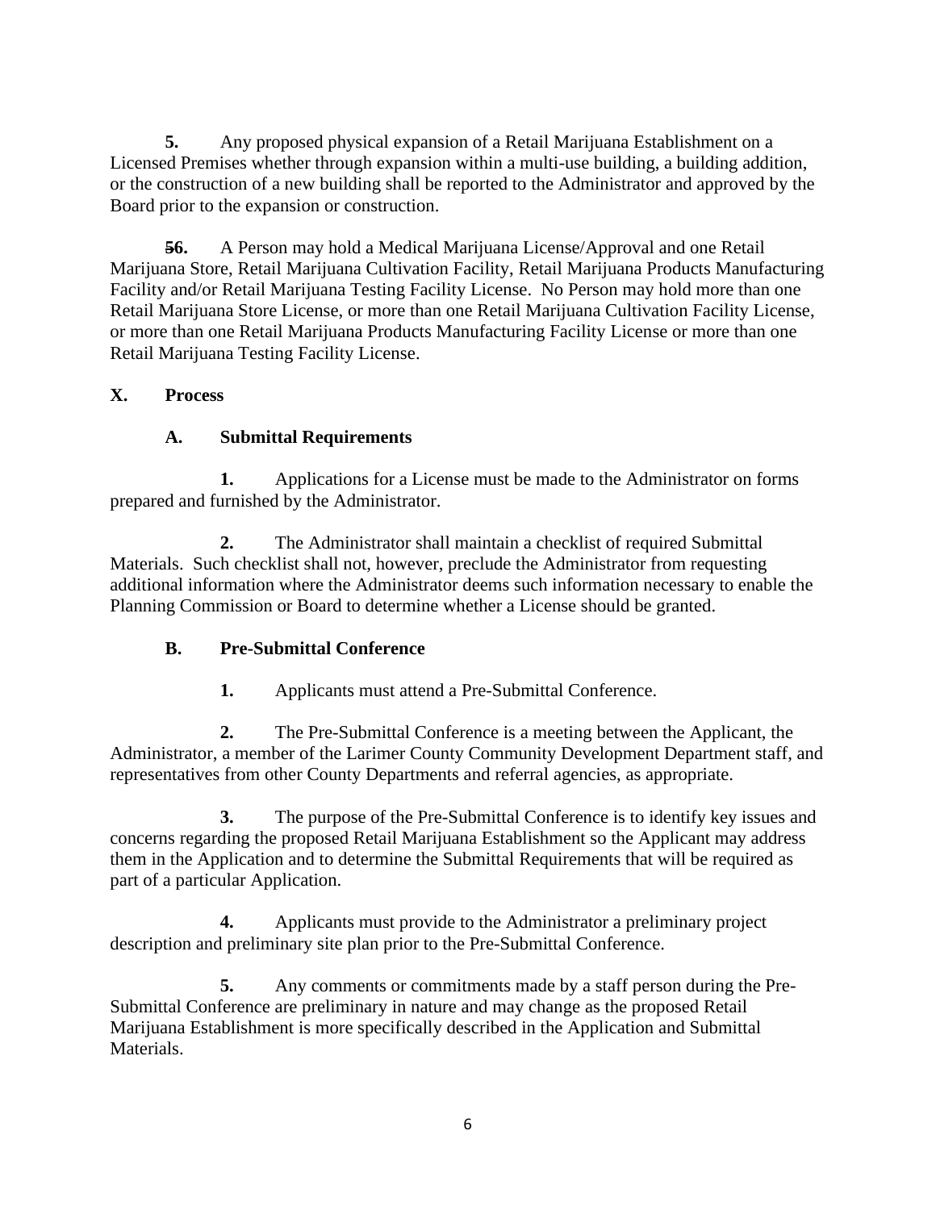**5.** Any proposed physical expansion of a Retail Marijuana Establishment on a Licensed Premises whether through expansion within a multi-use building, a building addition, or the construction of a new building shall be reported to the Administrator and approved by the Board prior to the expansion or construction.

~~**5**~~**6.** A Person may hold a Medical Marijuana License/Approval and one Retail Marijuana Store, Retail Marijuana Cultivation Facility, Retail Marijuana Products Manufacturing Facility and/or Retail Marijuana Testing Facility License. No Person may hold more than one Retail Marijuana Store License, or more than one Retail Marijuana Cultivation Facility License, or more than one Retail Marijuana Products Manufacturing Facility License or more than one Retail Marijuana Testing Facility License.

## X. Process

### A. Submittal Requirements

**1.** Applications for a License must be made to the Administrator on forms prepared and furnished by the Administrator.

**2.** The Administrator shall maintain a checklist of required Submittal Materials. Such checklist shall not, however, preclude the Administrator from requesting additional information where the Administrator deems such information necessary to enable the Planning Commission or Board to determine whether a License should be granted.

### B. Pre-Submittal Conference

**1.** Applicants must attend a Pre-Submittal Conference.

**2.** The Pre-Submittal Conference is a meeting between the Applicant, the Administrator, a member of the Larimer County Community Development Department staff, and representatives from other County Departments and referral agencies, as appropriate.

**3.** The purpose of the Pre-Submittal Conference is to identify key issues and concerns regarding the proposed Retail Marijuana Establishment so the Applicant may address them in the Application and to determine the Submittal Requirements that will be required as part of a particular Application.

**4.** Applicants must provide to the Administrator a preliminary project description and preliminary site plan prior to the Pre-Submittal Conference.

**5.** Any comments or commitments made by a staff person during the Pre-Submittal Conference are preliminary in nature and may change as the proposed Retail Marijuana Establishment is more specifically described in the Application and Submittal Materials.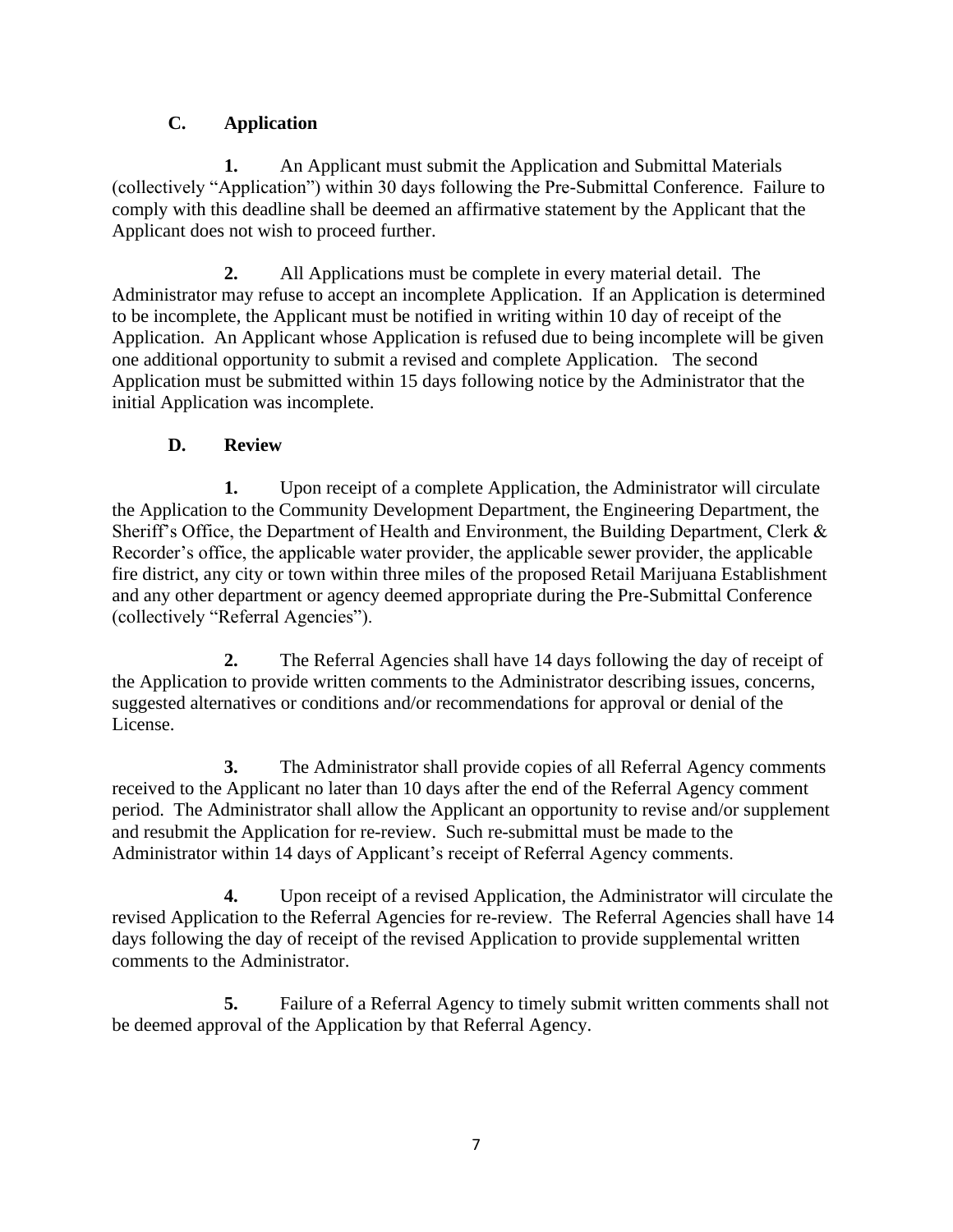### C. Application

**1.** An Applicant must submit the Application and Submittal Materials (collectively "Application") within 30 days following the Pre-Submittal Conference. Failure to comply with this deadline shall be deemed an affirmative statement by the Applicant that the Applicant does not wish to proceed further.

**2.** All Applications must be complete in every material detail. The Administrator may refuse to accept an incomplete Application. If an Application is determined to be incomplete, the Applicant must be notified in writing within 10 day of receipt of the Application. An Applicant whose Application is refused due to being incomplete will be given one additional opportunity to submit a revised and complete Application. The second Application must be submitted within 15 days following notice by the Administrator that the initial Application was incomplete.

### D. Review

**1.** Upon receipt of a complete Application, the Administrator will circulate the Application to the Community Development Department, the Engineering Department, the Sheriff's Office, the Department of Health and Environment, the Building Department, Clerk & Recorder's office, the applicable water provider, the applicable sewer provider, the applicable fire district, any city or town within three miles of the proposed Retail Marijuana Establishment and any other department or agency deemed appropriate during the Pre-Submittal Conference (collectively "Referral Agencies").

**2.** The Referral Agencies shall have 14 days following the day of receipt of the Application to provide written comments to the Administrator describing issues, concerns, suggested alternatives or conditions and/or recommendations for approval or denial of the License.

**3.** The Administrator shall provide copies of all Referral Agency comments received to the Applicant no later than 10 days after the end of the Referral Agency comment period. The Administrator shall allow the Applicant an opportunity to revise and/or supplement and resubmit the Application for re-review. Such re-submittal must be made to the Administrator within 14 days of Applicant's receipt of Referral Agency comments.

**4.** Upon receipt of a revised Application, the Administrator will circulate the revised Application to the Referral Agencies for re-review. The Referral Agencies shall have 14 days following the day of receipt of the revised Application to provide supplemental written comments to the Administrator.

**5.** Failure of a Referral Agency to timely submit written comments shall not be deemed approval of the Application by that Referral Agency.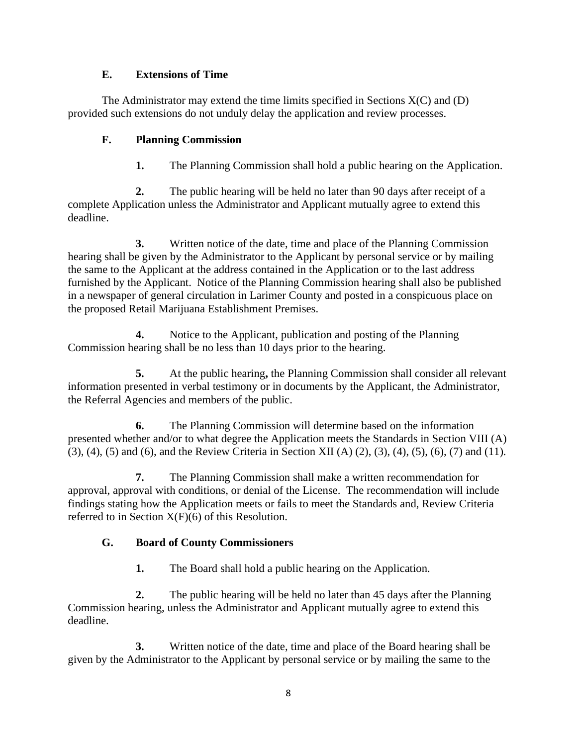### E. Extensions of Time

The Administrator may extend the time limits specified in Sections X(C) and (D) provided such extensions do not unduly delay the application and review processes.

### F. Planning Commission

**1.** The Planning Commission shall hold a public hearing on the Application.

**2.** The public hearing will be held no later than 90 days after receipt of a complete Application unless the Administrator and Applicant mutually agree to extend this deadline.

**3.** Written notice of the date, time and place of the Planning Commission hearing shall be given by the Administrator to the Applicant by personal service or by mailing the same to the Applicant at the address contained in the Application or to the last address furnished by the Applicant. Notice of the Planning Commission hearing shall also be published in a newspaper of general circulation in Larimer County and posted in a conspicuous place on the proposed Retail Marijuana Establishment Premises.

**4.** Notice to the Applicant, publication and posting of the Planning Commission hearing shall be no less than 10 days prior to the hearing.

**5.** At the public hearing**,** the Planning Commission shall consider all relevant information presented in verbal testimony or in documents by the Applicant, the Administrator, the Referral Agencies and members of the public.

**6.** The Planning Commission will determine based on the information presented whether and/or to what degree the Application meets the Standards in Section VIII (A) (3), (4), (5) and (6), and the Review Criteria in Section XII (A) (2), (3), (4), (5), (6), (7) and (11).

**7.** The Planning Commission shall make a written recommendation for approval, approval with conditions, or denial of the License. The recommendation will include findings stating how the Application meets or fails to meet the Standards and, Review Criteria referred to in Section X(F)(6) of this Resolution.

### G. Board of County Commissioners

**1.** The Board shall hold a public hearing on the Application.

**2.** The public hearing will be held no later than 45 days after the Planning Commission hearing, unless the Administrator and Applicant mutually agree to extend this deadline.

**3.** Written notice of the date, time and place of the Board hearing shall be given by the Administrator to the Applicant by personal service or by mailing the same to the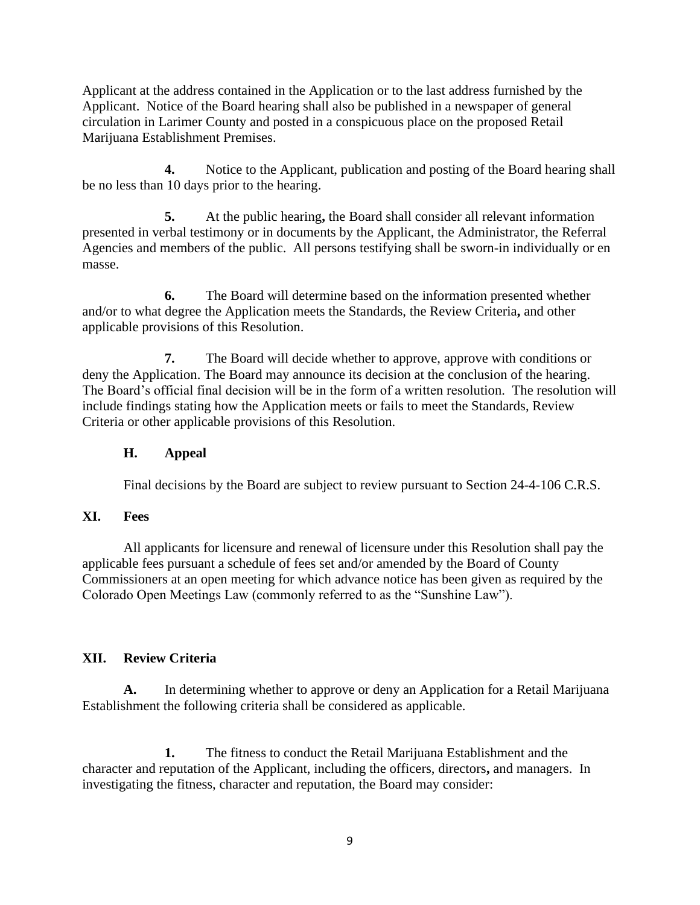Applicant at the address contained in the Application or to the last address furnished by the Applicant. Notice of the Board hearing shall also be published in a newspaper of general circulation in Larimer County and posted in a conspicuous place on the proposed Retail Marijuana Establishment Premises.

**4.** Notice to the Applicant, publication and posting of the Board hearing shall be no less than 10 days prior to the hearing.

**5.** At the public hearing**,** the Board shall consider all relevant information presented in verbal testimony or in documents by the Applicant, the Administrator, the Referral Agencies and members of the public. All persons testifying shall be sworn-in individually or en masse.

**6.** The Board will determine based on the information presented whether and/or to what degree the Application meets the Standards, the Review Criteria**,** and other applicable provisions of this Resolution.

**7.** The Board will decide whether to approve, approve with conditions or deny the Application. The Board may announce its decision at the conclusion of the hearing. The Board's official final decision will be in the form of a written resolution. The resolution will include findings stating how the Application meets or fails to meet the Standards, Review Criteria or other applicable provisions of this Resolution.

### H. Appeal

Final decisions by the Board are subject to review pursuant to Section 24-4-106 C.R.S.

## XI. Fees

All applicants for licensure and renewal of licensure under this Resolution shall pay the applicable fees pursuant a schedule of fees set and/or amended by the Board of County Commissioners at an open meeting for which advance notice has been given as required by the Colorado Open Meetings Law (commonly referred to as the "Sunshine Law").

## XII. Review Criteria

**A.** In determining whether to approve or deny an Application for a Retail Marijuana Establishment the following criteria shall be considered as applicable.

**1.** The fitness to conduct the Retail Marijuana Establishment and the character and reputation of the Applicant, including the officers, directors**,** and managers. In investigating the fitness, character and reputation, the Board may consider: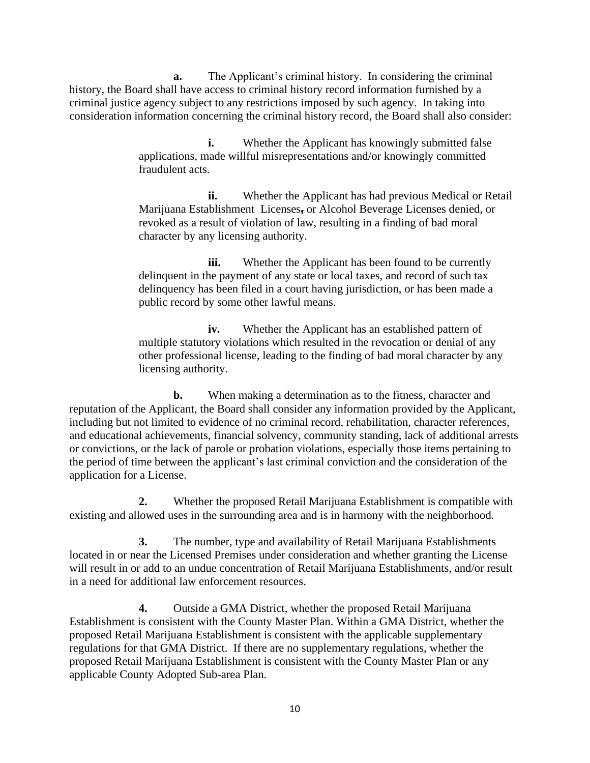**a.** The Applicant's criminal history. In considering the criminal history, the Board shall have access to criminal history record information furnished by a criminal justice agency subject to any restrictions imposed by such agency. In taking into consideration information concerning the criminal history record, the Board shall also consider:

> **i.** Whether the Applicant has knowingly submitted false applications, made willful misrepresentations and/or knowingly committed fraudulent acts.
>
> **ii.** Whether the Applicant has had previous Medical or Retail Marijuana Establishment Licenses, or Alcohol Beverage Licenses denied, or revoked as a result of violation of law, resulting in a finding of bad moral character by any licensing authority.
>
> **iii.** Whether the Applicant has been found to be currently delinquent in the payment of any state or local taxes, and record of such tax delinquency has been filed in a court having jurisdiction, or has been made a public record by some other lawful means.
>
> **iv.** Whether the Applicant has an established pattern of multiple statutory violations which resulted in the revocation or denial of any other professional license, leading to the finding of bad moral character by any licensing authority.

**b.** When making a determination as to the fitness, character and reputation of the Applicant, the Board shall consider any information provided by the Applicant, including but not limited to evidence of no criminal record, rehabilitation, character references, and educational achievements, financial solvency, community standing, lack of additional arrests or convictions, or the lack of parole or probation violations, especially those items pertaining to the period of time between the applicant's last criminal conviction and the consideration of the application for a License.

**2.** Whether the proposed Retail Marijuana Establishment is compatible with existing and allowed uses in the surrounding area and is in harmony with the neighborhood.

**3.** The number, type and availability of Retail Marijuana Establishments located in or near the Licensed Premises under consideration and whether granting the License will result in or add to an undue concentration of Retail Marijuana Establishments, and/or result in a need for additional law enforcement resources.

**4.** Outside a GMA District, whether the proposed Retail Marijuana Establishment is consistent with the County Master Plan. Within a GMA District, whether the proposed Retail Marijuana Establishment is consistent with the applicable supplementary regulations for that GMA District. If there are no supplementary regulations, whether the proposed Retail Marijuana Establishment is consistent with the County Master Plan or any applicable County Adopted Sub-area Plan.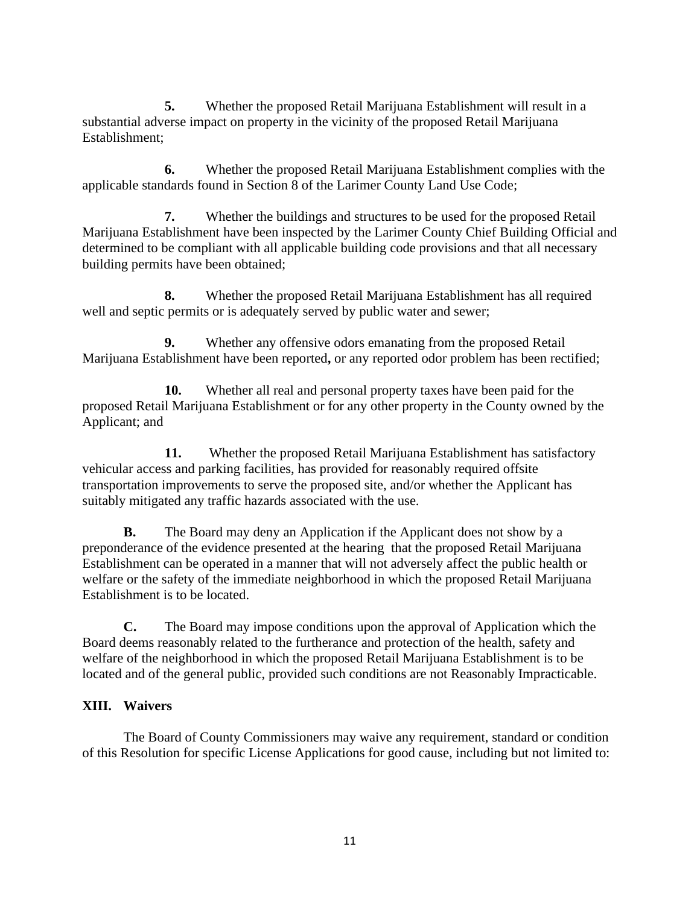**5.** Whether the proposed Retail Marijuana Establishment will result in a substantial adverse impact on property in the vicinity of the proposed Retail Marijuana Establishment;

**6.** Whether the proposed Retail Marijuana Establishment complies with the applicable standards found in Section 8 of the Larimer County Land Use Code;

**7.** Whether the buildings and structures to be used for the proposed Retail Marijuana Establishment have been inspected by the Larimer County Chief Building Official and determined to be compliant with all applicable building code provisions and that all necessary building permits have been obtained;

**8.** Whether the proposed Retail Marijuana Establishment has all required well and septic permits or is adequately served by public water and sewer;

**9.** Whether any offensive odors emanating from the proposed Retail Marijuana Establishment have been reported**,** or any reported odor problem has been rectified;

**10.** Whether all real and personal property taxes have been paid for the proposed Retail Marijuana Establishment or for any other property in the County owned by the Applicant; and

**11.** Whether the proposed Retail Marijuana Establishment has satisfactory vehicular access and parking facilities, has provided for reasonably required offsite transportation improvements to serve the proposed site, and/or whether the Applicant has suitably mitigated any traffic hazards associated with the use.

**B.** The Board may deny an Application if the Applicant does not show by a preponderance of the evidence presented at the hearing that the proposed Retail Marijuana Establishment can be operated in a manner that will not adversely affect the public health or welfare or the safety of the immediate neighborhood in which the proposed Retail Marijuana Establishment is to be located.

**C.** The Board may impose conditions upon the approval of Application which the Board deems reasonably related to the furtherance and protection of the health, safety and welfare of the neighborhood in which the proposed Retail Marijuana Establishment is to be located and of the general public, provided such conditions are not Reasonably Impracticable.

## XIII. Waivers

The Board of County Commissioners may waive any requirement, standard or condition of this Resolution for specific License Applications for good cause, including but not limited to: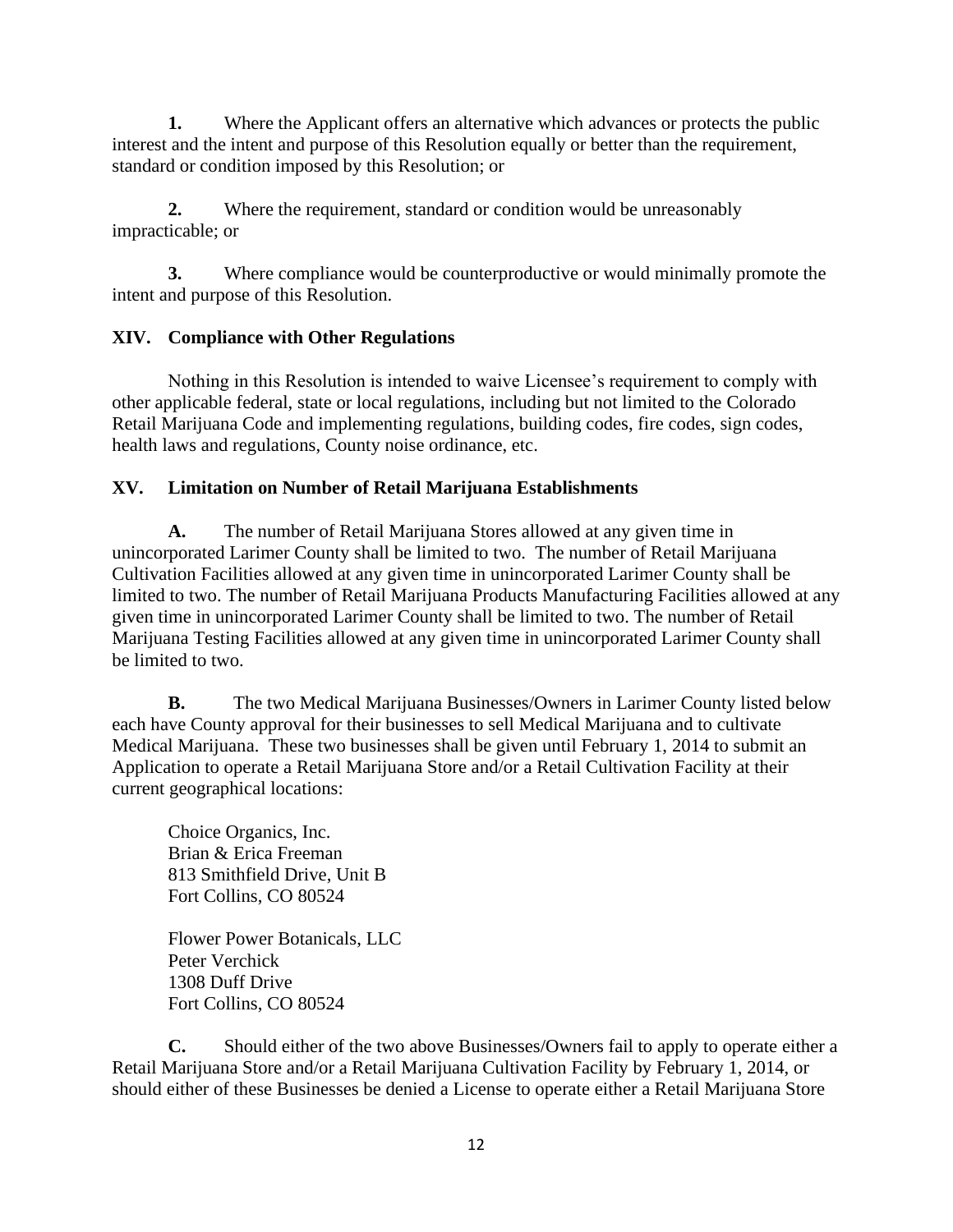**1.** Where the Applicant offers an alternative which advances or protects the public interest and the intent and purpose of this Resolution equally or better than the requirement, standard or condition imposed by this Resolution; or

**2.** Where the requirement, standard or condition would be unreasonably impracticable; or

**3.** Where compliance would be counterproductive or would minimally promote the intent and purpose of this Resolution.

## XIV. Compliance with Other Regulations

Nothing in this Resolution is intended to waive Licensee's requirement to comply with other applicable federal, state or local regulations, including but not limited to the Colorado Retail Marijuana Code and implementing regulations, building codes, fire codes, sign codes, health laws and regulations, County noise ordinance, etc.

## XV. Limitation on Number of Retail Marijuana Establishments

**A.** The number of Retail Marijuana Stores allowed at any given time in unincorporated Larimer County shall be limited to two. The number of Retail Marijuana Cultivation Facilities allowed at any given time in unincorporated Larimer County shall be limited to two. The number of Retail Marijuana Products Manufacturing Facilities allowed at any given time in unincorporated Larimer County shall be limited to two. The number of Retail Marijuana Testing Facilities allowed at any given time in unincorporated Larimer County shall be limited to two.

**B.** The two Medical Marijuana Businesses/Owners in Larimer County listed below each have County approval for their businesses to sell Medical Marijuana and to cultivate Medical Marijuana. These two businesses shall be given until February 1, 2014 to submit an Application to operate a Retail Marijuana Store and/or a Retail Cultivation Facility at their current geographical locations:

Choice Organics, Inc.
Brian & Erica Freeman
813 Smithfield Drive, Unit B
Fort Collins, CO 80524

Flower Power Botanicals, LLC
Peter Verchick
1308 Duff Drive
Fort Collins, CO 80524

**C.** Should either of the two above Businesses/Owners fail to apply to operate either a Retail Marijuana Store and/or a Retail Marijuana Cultivation Facility by February 1, 2014, or should either of these Businesses be denied a License to operate either a Retail Marijuana Store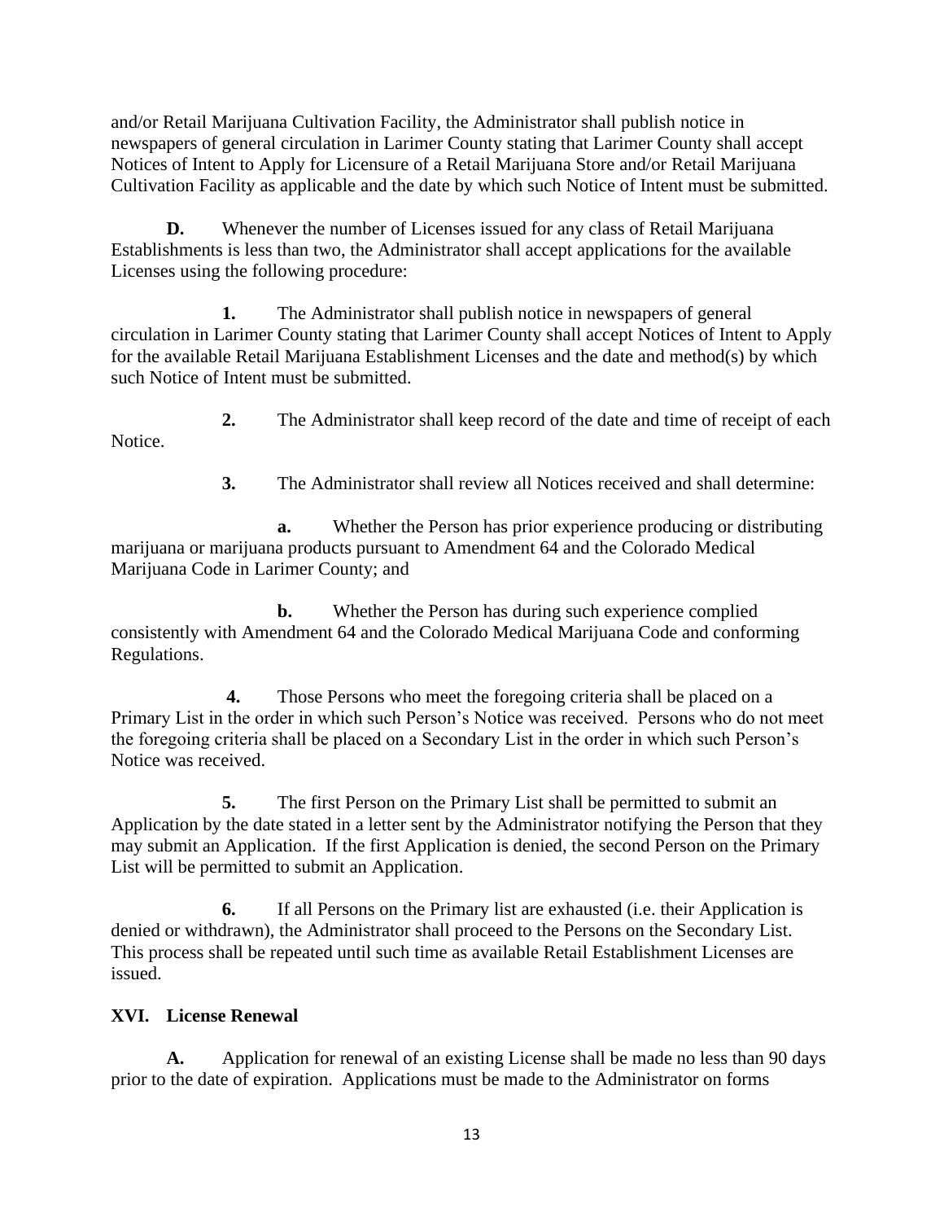and/or Retail Marijuana Cultivation Facility, the Administrator shall publish notice in newspapers of general circulation in Larimer County stating that Larimer County shall accept Notices of Intent to Apply for Licensure of a Retail Marijuana Store and/or Retail Marijuana Cultivation Facility as applicable and the date by which such Notice of Intent must be submitted.

**D.** Whenever the number of Licenses issued for any class of Retail Marijuana Establishments is less than two, the Administrator shall accept applications for the available Licenses using the following procedure:

**1.** The Administrator shall publish notice in newspapers of general circulation in Larimer County stating that Larimer County shall accept Notices of Intent to Apply for the available Retail Marijuana Establishment Licenses and the date and method(s) by which such Notice of Intent must be submitted.

**2.** The Administrator shall keep record of the date and time of receipt of each Notice.

**3.** The Administrator shall review all Notices received and shall determine:

**a.** Whether the Person has prior experience producing or distributing marijuana or marijuana products pursuant to Amendment 64 and the Colorado Medical Marijuana Code in Larimer County; and

**b.** Whether the Person has during such experience complied consistently with Amendment 64 and the Colorado Medical Marijuana Code and conforming Regulations.

**4.** Those Persons who meet the foregoing criteria shall be placed on a Primary List in the order in which such Person's Notice was received. Persons who do not meet the foregoing criteria shall be placed on a Secondary List in the order in which such Person's Notice was received.

**5.** The first Person on the Primary List shall be permitted to submit an Application by the date stated in a letter sent by the Administrator notifying the Person that they may submit an Application. If the first Application is denied, the second Person on the Primary List will be permitted to submit an Application.

**6.** If all Persons on the Primary list are exhausted (i.e. their Application is denied or withdrawn), the Administrator shall proceed to the Persons on the Secondary List. This process shall be repeated until such time as available Retail Establishment Licenses are issued.

## XVI. License Renewal

**A.** Application for renewal of an existing License shall be made no less than 90 days prior to the date of expiration. Applications must be made to the Administrator on forms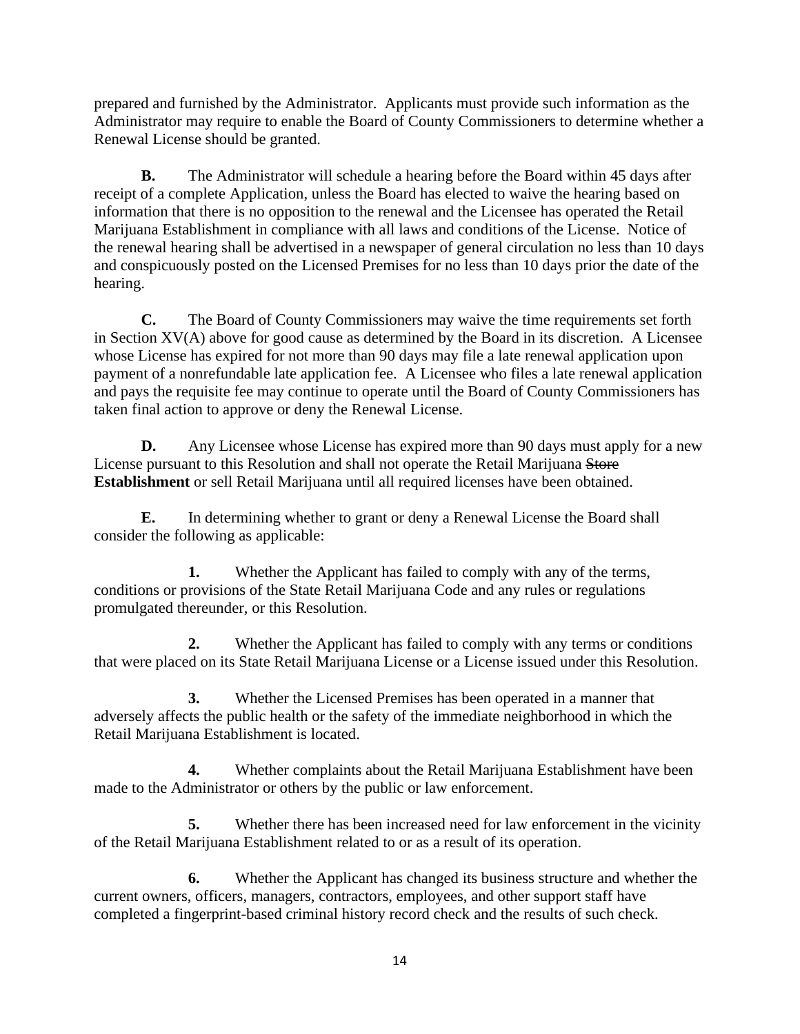prepared and furnished by the Administrator. Applicants must provide such information as the Administrator may require to enable the Board of County Commissioners to determine whether a Renewal License should be granted.

**B.** The Administrator will schedule a hearing before the Board within 45 days after receipt of a complete Application, unless the Board has elected to waive the hearing based on information that there is no opposition to the renewal and the Licensee has operated the Retail Marijuana Establishment in compliance with all laws and conditions of the License. Notice of the renewal hearing shall be advertised in a newspaper of general circulation no less than 10 days and conspicuously posted on the Licensed Premises for no less than 10 days prior the date of the hearing.

**C.** The Board of County Commissioners may waive the time requirements set forth in Section XV(A) above for good cause as determined by the Board in its discretion. A Licensee whose License has expired for not more than 90 days may file a late renewal application upon payment of a nonrefundable late application fee. A Licensee who files a late renewal application and pays the requisite fee may continue to operate until the Board of County Commissioners has taken final action to approve or deny the Renewal License.

**D.** Any Licensee whose License has expired more than 90 days must apply for a new License pursuant to this Resolution and shall not operate the Retail Marijuana ~~Store~~ **Establishment** or sell Retail Marijuana until all required licenses have been obtained.

**E.** In determining whether to grant or deny a Renewal License the Board shall consider the following as applicable:

**1.** Whether the Applicant has failed to comply with any of the terms, conditions or provisions of the State Retail Marijuana Code and any rules or regulations promulgated thereunder, or this Resolution.

**2.** Whether the Applicant has failed to comply with any terms or conditions that were placed on its State Retail Marijuana License or a License issued under this Resolution.

**3.** Whether the Licensed Premises has been operated in a manner that adversely affects the public health or the safety of the immediate neighborhood in which the Retail Marijuana Establishment is located.

**4.** Whether complaints about the Retail Marijuana Establishment have been made to the Administrator or others by the public or law enforcement.

**5.** Whether there has been increased need for law enforcement in the vicinity of the Retail Marijuana Establishment related to or as a result of its operation.

**6.** Whether the Applicant has changed its business structure and whether the current owners, officers, managers, contractors, employees, and other support staff have completed a fingerprint-based criminal history record check and the results of such check.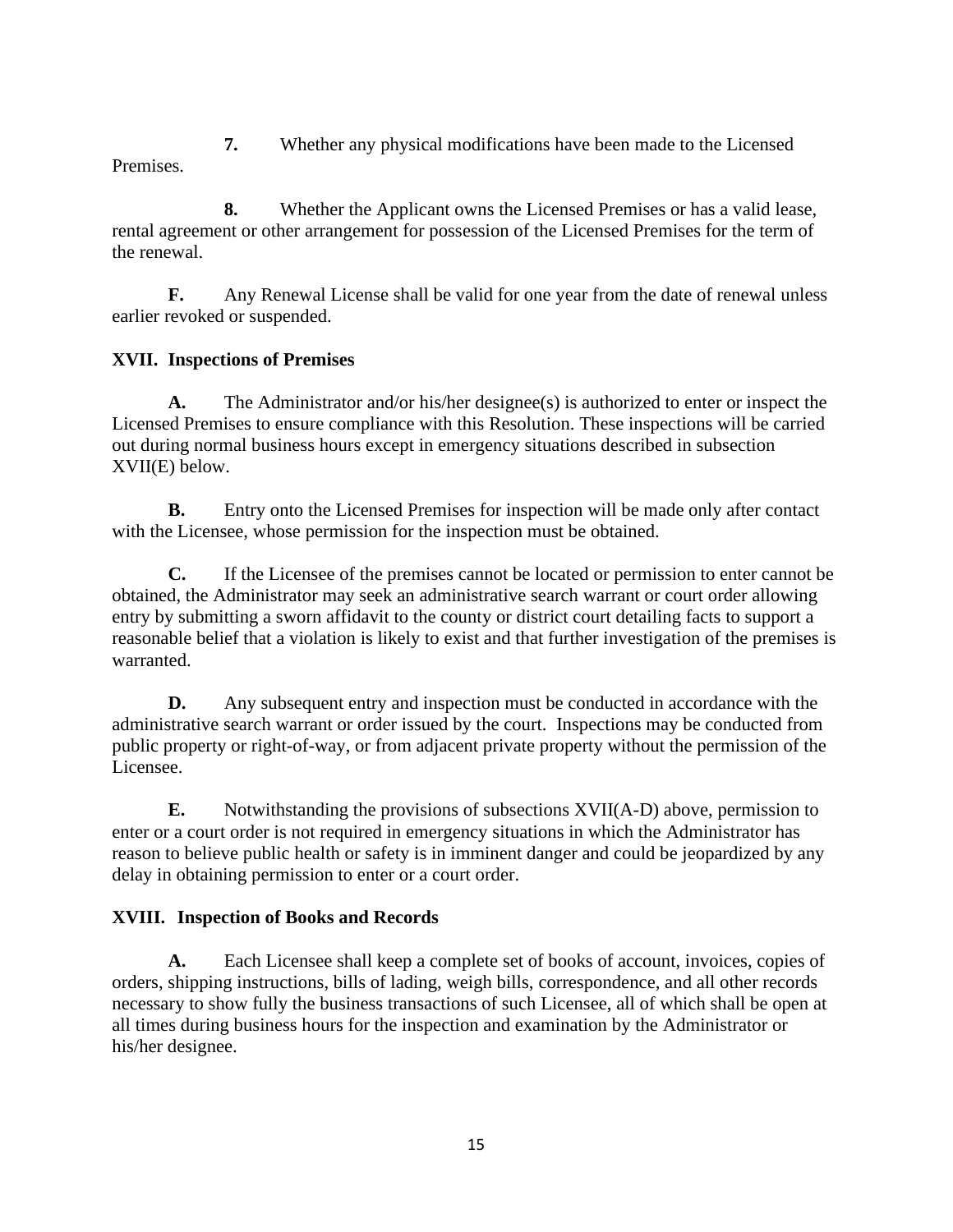**7.** Whether any physical modifications have been made to the Licensed Premises.

**8.** Whether the Applicant owns the Licensed Premises or has a valid lease, rental agreement or other arrangement for possession of the Licensed Premises for the term of the renewal.

**F.** Any Renewal License shall be valid for one year from the date of renewal unless earlier revoked or suspended.

## XVII. Inspections of Premises

**A.** The Administrator and/or his/her designee(s) is authorized to enter or inspect the Licensed Premises to ensure compliance with this Resolution. These inspections will be carried out during normal business hours except in emergency situations described in subsection XVII(E) below.

**B.** Entry onto the Licensed Premises for inspection will be made only after contact with the Licensee, whose permission for the inspection must be obtained.

**C.** If the Licensee of the premises cannot be located or permission to enter cannot be obtained, the Administrator may seek an administrative search warrant or court order allowing entry by submitting a sworn affidavit to the county or district court detailing facts to support a reasonable belief that a violation is likely to exist and that further investigation of the premises is warranted.

**D.** Any subsequent entry and inspection must be conducted in accordance with the administrative search warrant or order issued by the court. Inspections may be conducted from public property or right-of-way, or from adjacent private property without the permission of the Licensee.

**E.** Notwithstanding the provisions of subsections XVII(A-D) above, permission to enter or a court order is not required in emergency situations in which the Administrator has reason to believe public health or safety is in imminent danger and could be jeopardized by any delay in obtaining permission to enter or a court order.

## XVIII. Inspection of Books and Records

**A.** Each Licensee shall keep a complete set of books of account, invoices, copies of orders, shipping instructions, bills of lading, weigh bills, correspondence, and all other records necessary to show fully the business transactions of such Licensee, all of which shall be open at all times during business hours for the inspection and examination by the Administrator or his/her designee.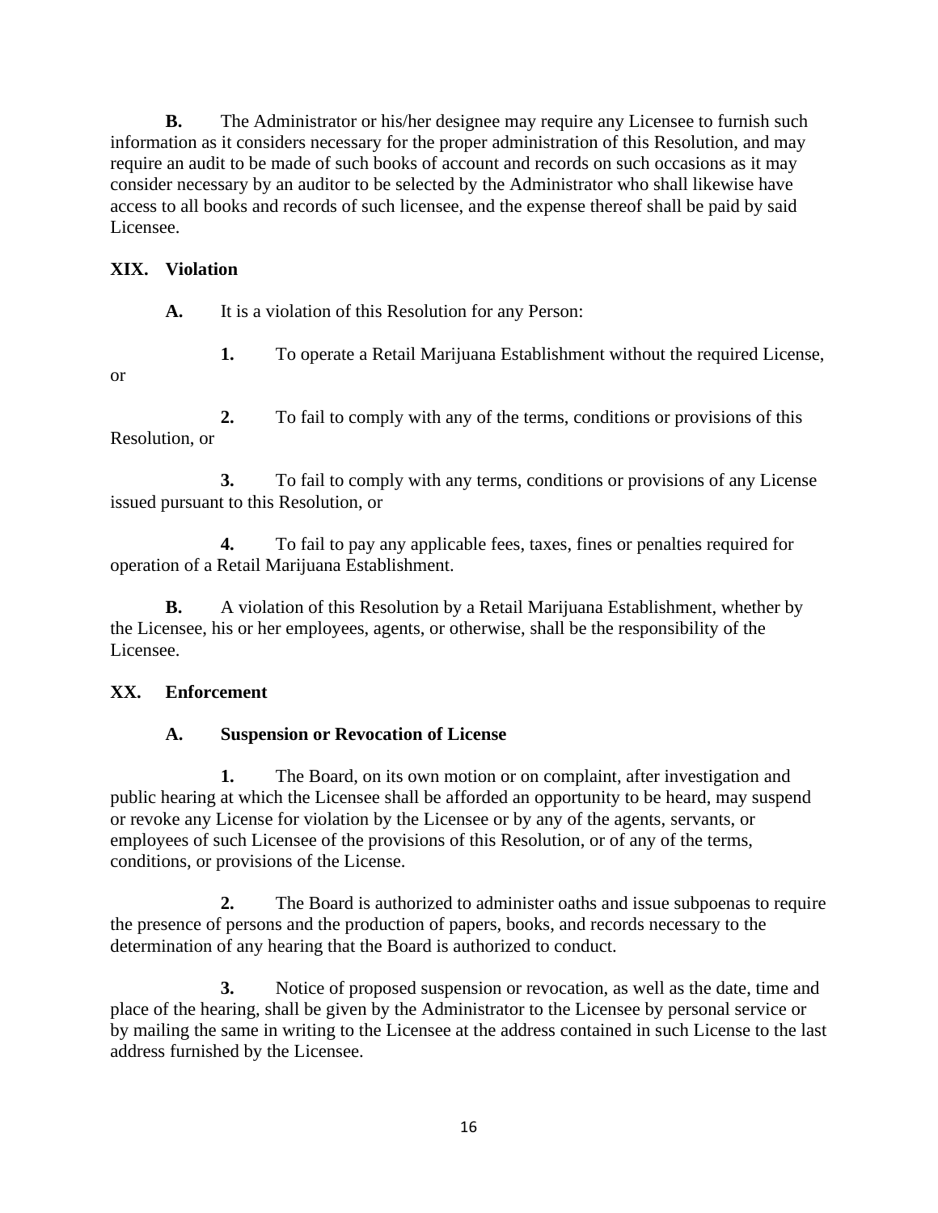**B.** The Administrator or his/her designee may require any Licensee to furnish such information as it considers necessary for the proper administration of this Resolution, and may require an audit to be made of such books of account and records on such occasions as it may consider necessary by an auditor to be selected by the Administrator who shall likewise have access to all books and records of such licensee, and the expense thereof shall be paid by said Licensee.

## XIX. Violation

**A.** It is a violation of this Resolution for any Person:

**1.** To operate a Retail Marijuana Establishment without the required License, or

**2.** To fail to comply with any of the terms, conditions or provisions of this Resolution, or

**3.** To fail to comply with any terms, conditions or provisions of any License issued pursuant to this Resolution, or

**4.** To fail to pay any applicable fees, taxes, fines or penalties required for operation of a Retail Marijuana Establishment.

**B.** A violation of this Resolution by a Retail Marijuana Establishment, whether by the Licensee, his or her employees, agents, or otherwise, shall be the responsibility of the Licensee.

## XX. Enforcement

### A. Suspension or Revocation of License

**1.** The Board, on its own motion or on complaint, after investigation and public hearing at which the Licensee shall be afforded an opportunity to be heard, may suspend or revoke any License for violation by the Licensee or by any of the agents, servants, or employees of such Licensee of the provisions of this Resolution, or of any of the terms, conditions, or provisions of the License.

**2.** The Board is authorized to administer oaths and issue subpoenas to require the presence of persons and the production of papers, books, and records necessary to the determination of any hearing that the Board is authorized to conduct.

**3.** Notice of proposed suspension or revocation, as well as the date, time and place of the hearing, shall be given by the Administrator to the Licensee by personal service or by mailing the same in writing to the Licensee at the address contained in such License to the last address furnished by the Licensee.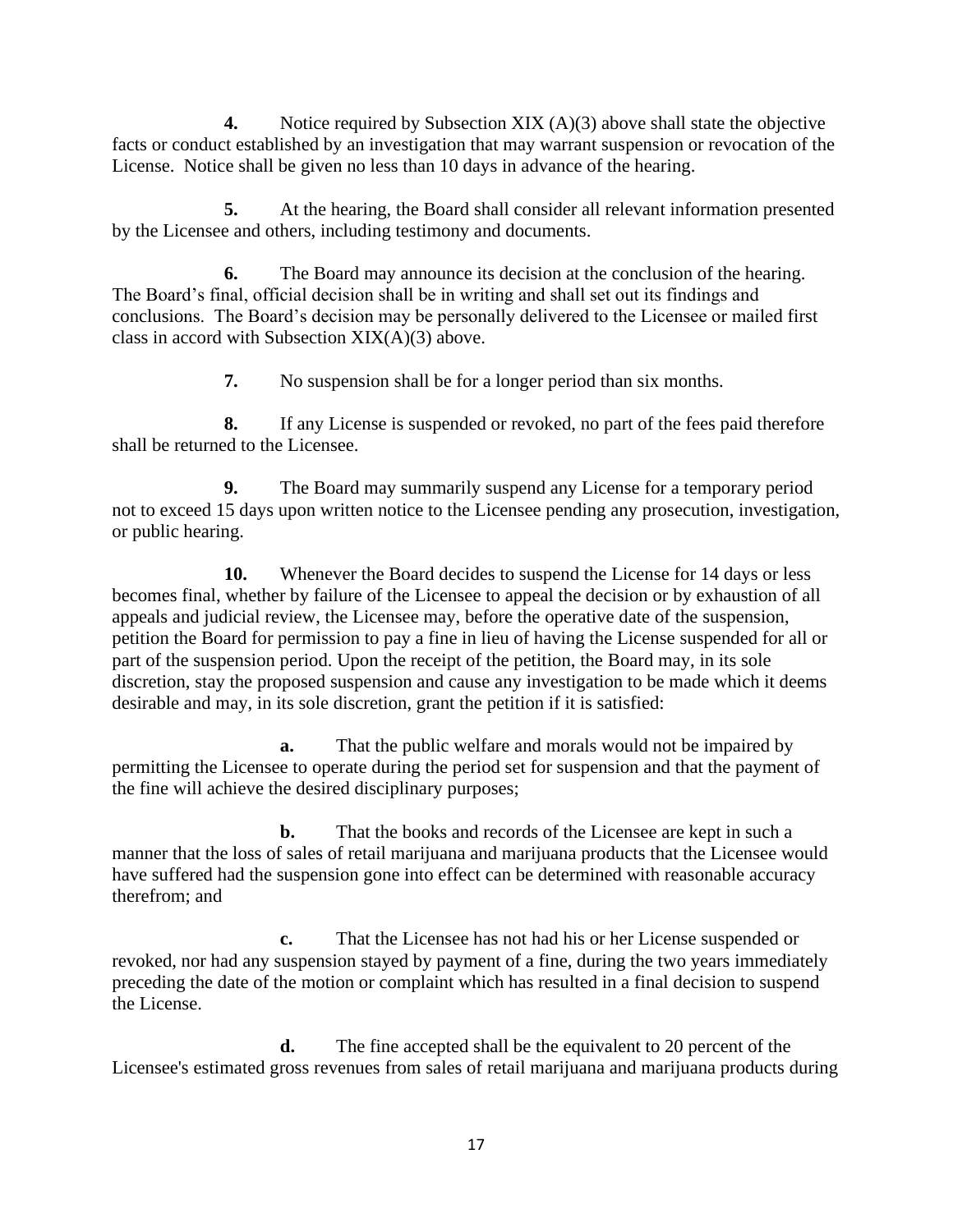**4.** Notice required by Subsection XIX (A)(3) above shall state the objective facts or conduct established by an investigation that may warrant suspension or revocation of the License. Notice shall be given no less than 10 days in advance of the hearing.

**5.** At the hearing, the Board shall consider all relevant information presented by the Licensee and others, including testimony and documents.

**6.** The Board may announce its decision at the conclusion of the hearing. The Board's final, official decision shall be in writing and shall set out its findings and conclusions. The Board's decision may be personally delivered to the Licensee or mailed first class in accord with Subsection XIX(A)(3) above.

**7.** No suspension shall be for a longer period than six months.

**8.** If any License is suspended or revoked, no part of the fees paid therefore shall be returned to the Licensee.

**9.** The Board may summarily suspend any License for a temporary period not to exceed 15 days upon written notice to the Licensee pending any prosecution, investigation, or public hearing.

**10.** Whenever the Board decides to suspend the License for 14 days or less becomes final, whether by failure of the Licensee to appeal the decision or by exhaustion of all appeals and judicial review, the Licensee may, before the operative date of the suspension, petition the Board for permission to pay a fine in lieu of having the License suspended for all or part of the suspension period. Upon the receipt of the petition, the Board may, in its sole discretion, stay the proposed suspension and cause any investigation to be made which it deems desirable and may, in its sole discretion, grant the petition if it is satisfied:

**a.** That the public welfare and morals would not be impaired by permitting the Licensee to operate during the period set for suspension and that the payment of the fine will achieve the desired disciplinary purposes;

**b.** That the books and records of the Licensee are kept in such a manner that the loss of sales of retail marijuana and marijuana products that the Licensee would have suffered had the suspension gone into effect can be determined with reasonable accuracy therefrom; and

**c.** That the Licensee has not had his or her License suspended or revoked, nor had any suspension stayed by payment of a fine, during the two years immediately preceding the date of the motion or complaint which has resulted in a final decision to suspend the License.

**d.** The fine accepted shall be the equivalent to 20 percent of the Licensee's estimated gross revenues from sales of retail marijuana and marijuana products during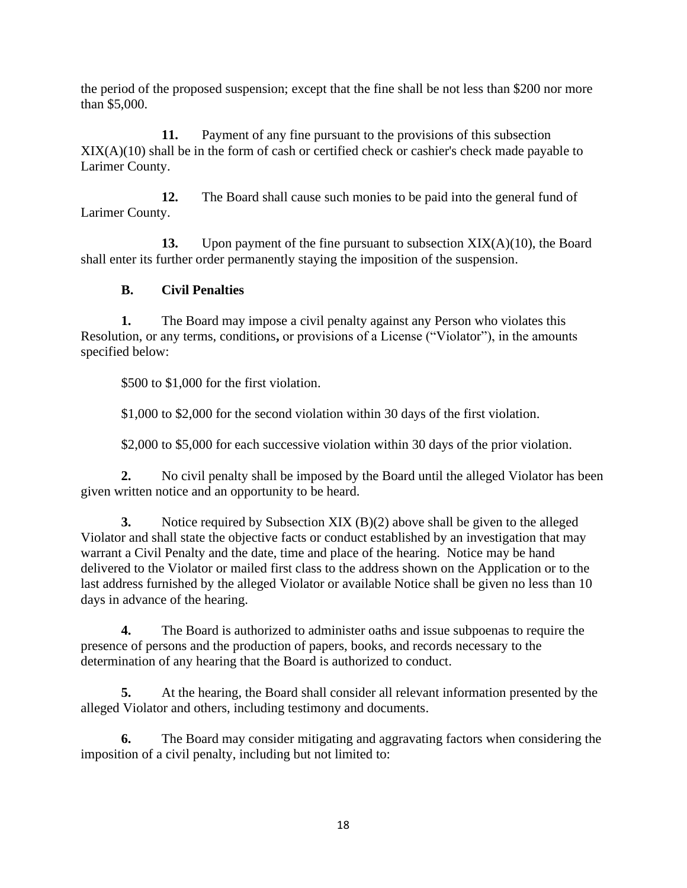the period of the proposed suspension; except that the fine shall be not less than $200 nor more than $5,000.

**11.** Payment of any fine pursuant to the provisions of this subsection XIX(A)(10) shall be in the form of cash or certified check or cashier's check made payable to Larimer County.

**12.** The Board shall cause such monies to be paid into the general fund of Larimer County.

**13.** Upon payment of the fine pursuant to subsection XIX(A)(10), the Board shall enter its further order permanently staying the imposition of the suspension.

**B. Civil Penalties**

**1.** The Board may impose a civil penalty against any Person who violates this Resolution, or any terms, conditions**,** or provisions of a License ("Violator"), in the amounts specified below:

$500 to $1,000 for the first violation.

$1,000 to $2,000 for the second violation within 30 days of the first violation.

$2,000 to $5,000 for each successive violation within 30 days of the prior violation.

**2.** No civil penalty shall be imposed by the Board until the alleged Violator has been given written notice and an opportunity to be heard.

**3.** Notice required by Subsection XIX (B)(2) above shall be given to the alleged Violator and shall state the objective facts or conduct established by an investigation that may warrant a Civil Penalty and the date, time and place of the hearing. Notice may be hand delivered to the Violator or mailed first class to the address shown on the Application or to the last address furnished by the alleged Violator or available Notice shall be given no less than 10 days in advance of the hearing.

**4.** The Board is authorized to administer oaths and issue subpoenas to require the presence of persons and the production of papers, books, and records necessary to the determination of any hearing that the Board is authorized to conduct.

**5.** At the hearing, the Board shall consider all relevant information presented by the alleged Violator and others, including testimony and documents.

**6.** The Board may consider mitigating and aggravating factors when considering the imposition of a civil penalty, including but not limited to: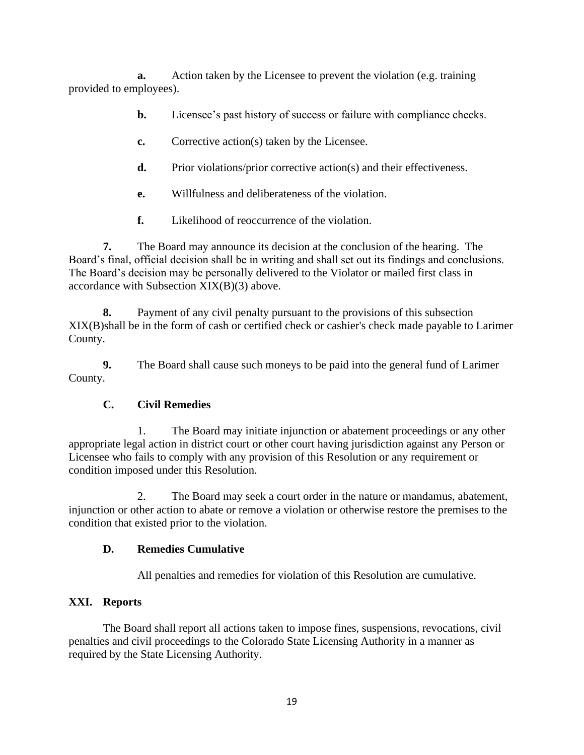**a.** Action taken by the Licensee to prevent the violation (e.g. training provided to employees).

**b.** Licensee's past history of success or failure with compliance checks.

**c.** Corrective action(s) taken by the Licensee.

**d.** Prior violations/prior corrective action(s) and their effectiveness.

**e.** Willfulness and deliberateness of the violation.

**f.** Likelihood of reoccurrence of the violation.

**7.** The Board may announce its decision at the conclusion of the hearing. The Board's final, official decision shall be in writing and shall set out its findings and conclusions. The Board's decision may be personally delivered to the Violator or mailed first class in accordance with Subsection XIX(B)(3) above.

**8.** Payment of any civil penalty pursuant to the provisions of this subsection XIX(B)shall be in the form of cash or certified check or cashier's check made payable to Larimer County.

**9.** The Board shall cause such moneys to be paid into the general fund of Larimer County.

### C. Civil Remedies

1. The Board may initiate injunction or abatement proceedings or any other appropriate legal action in district court or other court having jurisdiction against any Person or Licensee who fails to comply with any provision of this Resolution or any requirement or condition imposed under this Resolution.

2. The Board may seek a court order in the nature or mandamus, abatement, injunction or other action to abate or remove a violation or otherwise restore the premises to the condition that existed prior to the violation.

### D. Remedies Cumulative

All penalties and remedies for violation of this Resolution are cumulative.

## XXI. Reports

The Board shall report all actions taken to impose fines, suspensions, revocations, civil penalties and civil proceedings to the Colorado State Licensing Authority in a manner as required by the State Licensing Authority.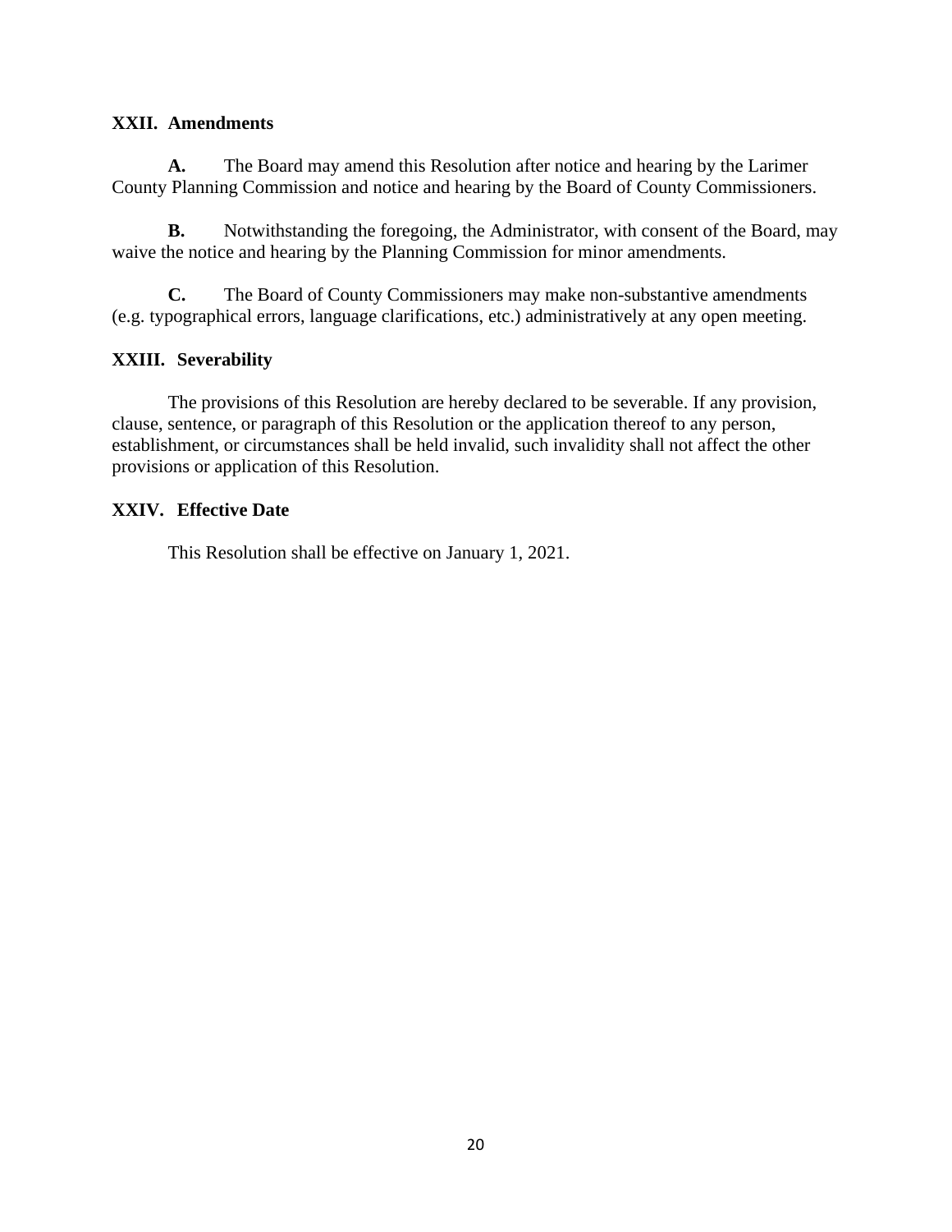## XXII. Amendments

**A.** The Board may amend this Resolution after notice and hearing by the Larimer County Planning Commission and notice and hearing by the Board of County Commissioners.

**B.** Notwithstanding the foregoing, the Administrator, with consent of the Board, may waive the notice and hearing by the Planning Commission for minor amendments.

**C.** The Board of County Commissioners may make non-substantive amendments (e.g. typographical errors, language clarifications, etc.) administratively at any open meeting.

## XXIII. Severability

The provisions of this Resolution are hereby declared to be severable. If any provision, clause, sentence, or paragraph of this Resolution or the application thereof to any person, establishment, or circumstances shall be held invalid, such invalidity shall not affect the other provisions or application of this Resolution.

## XXIV. Effective Date

This Resolution shall be effective on January 1, 2021.